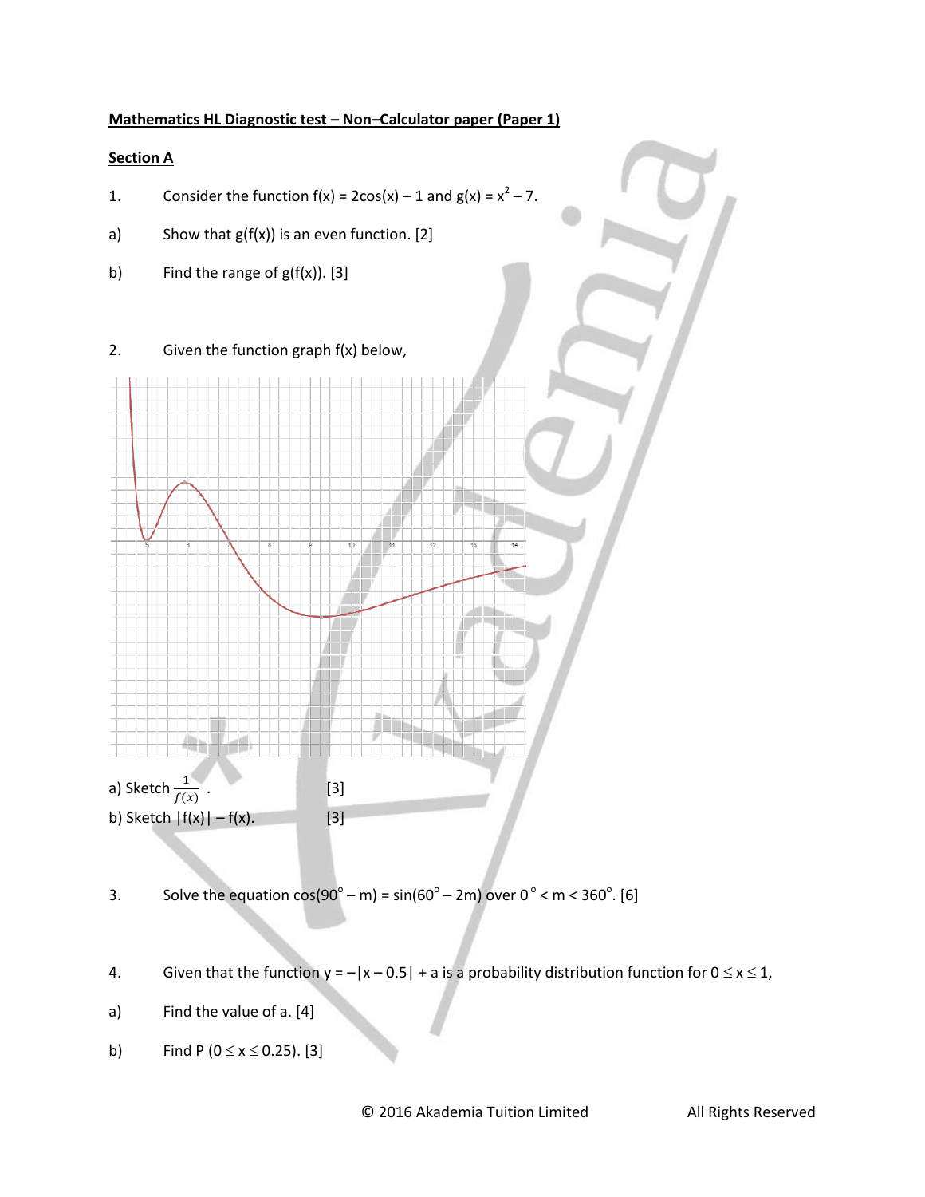**Mathematics HL Diagnostic test – Non–Calculator paper (Paper 1)**

**Section A**

1. Consider the function $f(x) = 2\cos(x) - 1$ and $g(x) = x^2 - 7$.

a) Show that $g(f(x))$ is an even function. [2]

b) Find the range of $g(f(x))$. [3]

2. Given the function graph $f(x)$ below,

a) Sketch $\frac{1}{f(x)}$. [3]

b) Sketch $|f(x)| - f(x)$. [3]

3. Solve the equation $\cos(90^\circ - m) = \sin(60^\circ - 2m)$ over $0^\circ < m < 360^\circ$. [6]

4. Given that the function $y = -|x - 0.5| + a$ is a probability distribution function for $0 \leq x \leq 1$,

a) Find the value of a. [4]

b) Find $P(0 \leq x \leq 0.25)$. [3]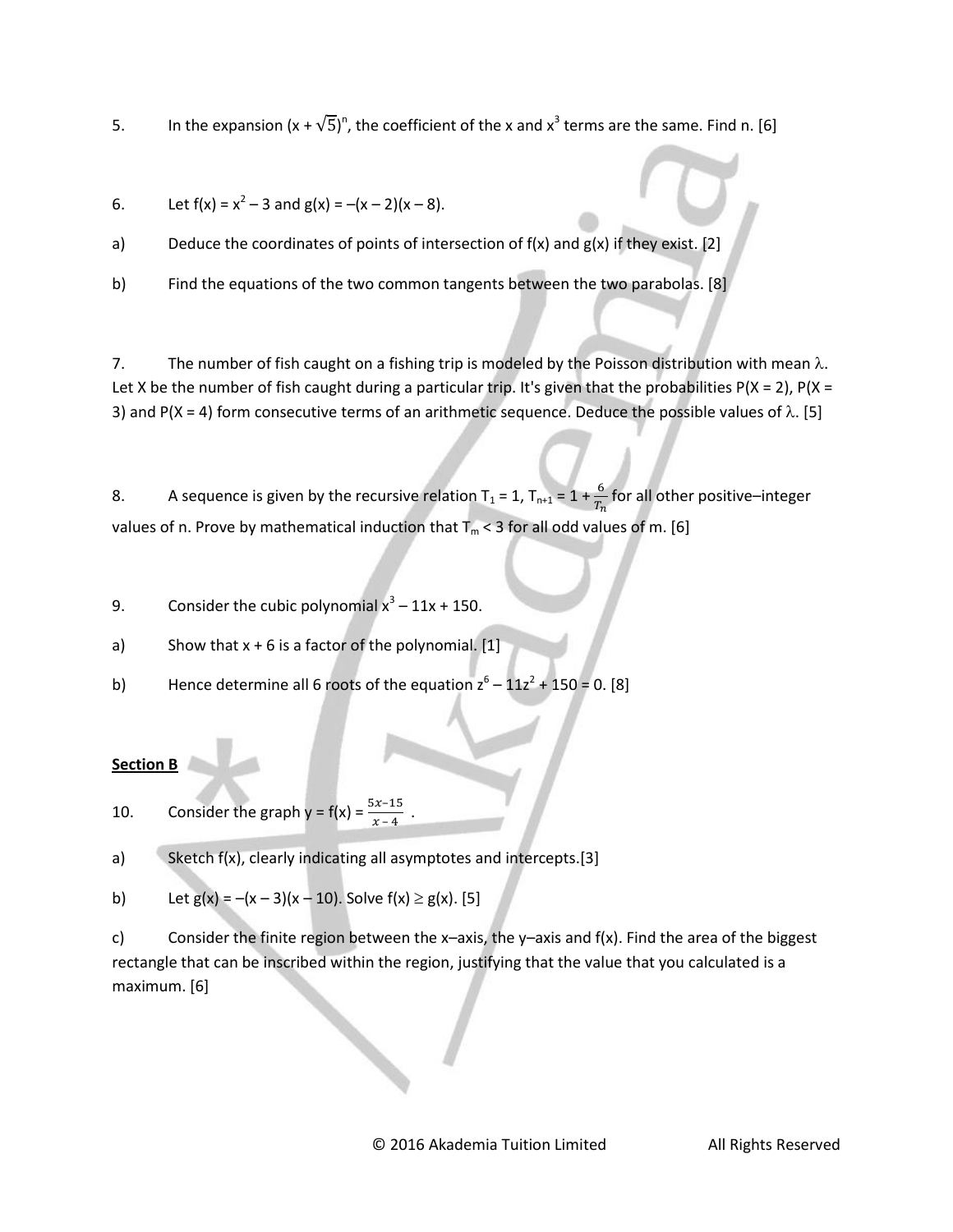5. In the expansion $(x + \sqrt{5})^n$, the coefficient of the x and $x^3$ terms are the same. Find n. [6]

6. Let $f(x) = x^2 - 3$ and $g(x) = -(x - 2)(x - 8)$.

a) Deduce the coordinates of points of intersection of f(x) and g(x) if they exist. [2]

b) Find the equations of the two common tangents between the two parabolas. [8]

7. The number of fish caught on a fishing trip is modeled by the Poisson distribution with mean $\lambda$. Let X be the number of fish caught during a particular trip. It's given that the probabilities $P(X = 2)$, $P(X = 3)$ and $P(X = 4)$ form consecutive terms of an arithmetic sequence. Deduce the possible values of $\lambda$. [5]

8. A sequence is given by the recursive relation $T_1 = 1$, $T_{n+1} = 1 + \frac{6}{T_n}$ for all other positive–integer values of n. Prove by mathematical induction that $T_m < 3$ for all odd values of m. [6]

9. Consider the cubic polynomial $x^3 - 11x + 150$.

a) Show that $x + 6$ is a factor of the polynomial. [1]

b) Hence determine all 6 roots of the equation $z^6 - 11z^2 + 150 = 0$. [8]

**Section B**

10. Consider the graph $y = f(x) = \frac{5x-15}{x-4}$ .

a) Sketch f(x), clearly indicating all asymptotes and intercepts.[3]

b) Let $g(x) = -(x - 3)(x - 10)$. Solve $f(x) \geq g(x)$. [5]

c) Consider the finite region between the x–axis, the y–axis and f(x). Find the area of the biggest rectangle that can be inscribed within the region, justifying that the value that you calculated is a maximum. [6]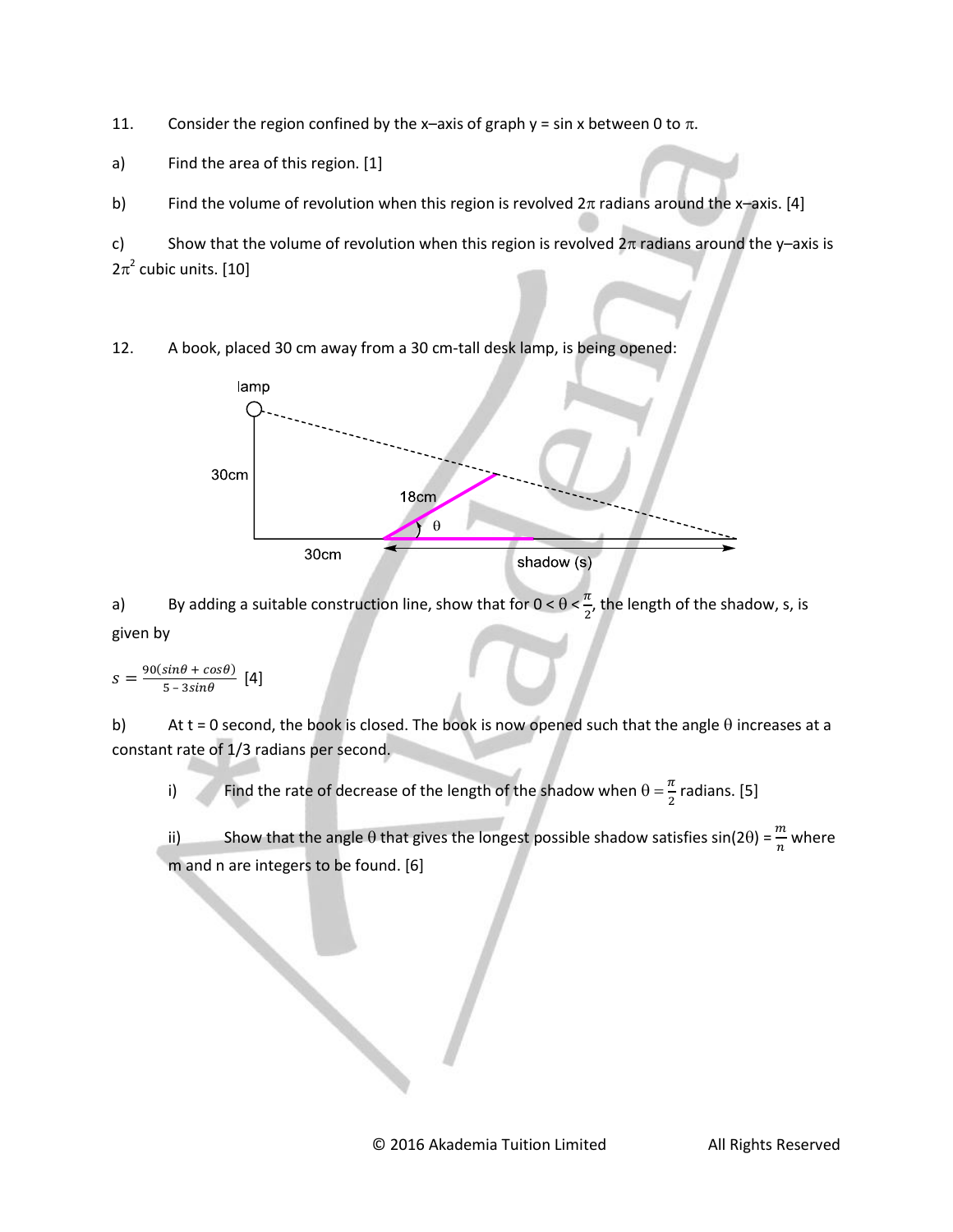11. Consider the region confined by the x–axis of graph $y = \sin x$ between 0 to $\pi$.

a) Find the area of this region. [1]

b) Find the volume of revolution when this region is revolved $2\pi$ radians around the x–axis. [4]

c) Show that the volume of revolution when this region is revolved $2\pi$ radians around the y–axis is $2\pi^2$ cubic units. [10]

12. A book, placed 30 cm away from a 30 cm-tall desk lamp, is being opened:

lamp

30cm

18cm

$\theta$

30cm

shadow (s)

a) By adding a suitable construction line, show that for $0 < \theta < \frac{\pi}{2}$, the length of the shadow, s, is given by

$$s = \frac{90(\sin\theta + \cos\theta)}{5 - 3\sin\theta}$$ [4]

b) At t = 0 second, the book is closed. The book is now opened such that the angle $\theta$ increases at a constant rate of 1/3 radians per second.

i) Find the rate of decrease of the length of the shadow when $\theta = \frac{\pi}{2}$ radians. [5]

ii) Show that the angle $\theta$ that gives the longest possible shadow satisfies $\sin(2\theta) = \frac{m}{n}$ where m and n are integers to be found. [6]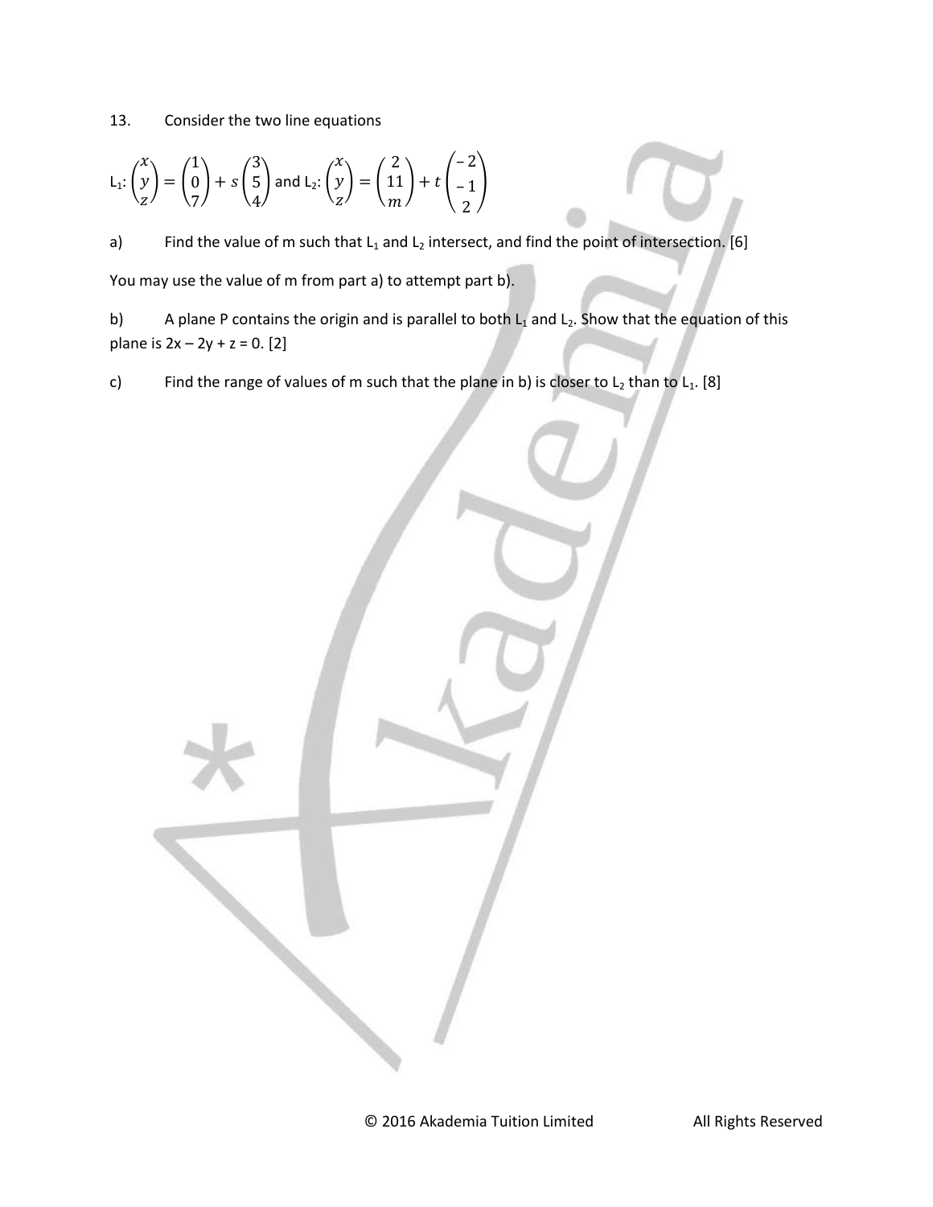13. Consider the two line equations

$$L_1: \begin{pmatrix} x \\ y \\ z \end{pmatrix} = \begin{pmatrix} 1 \\ 0 \\ 7 \end{pmatrix} + s\begin{pmatrix} 3 \\ 5 \\ 4 \end{pmatrix} \text{ and } L_2: \begin{pmatrix} x \\ y \\ z \end{pmatrix} = \begin{pmatrix} 2 \\ 11 \\ m \end{pmatrix} + t\begin{pmatrix} -2 \\ -1 \\ 2 \end{pmatrix}$$

a) Find the value of m such that $L_1$ and $L_2$ intersect, and find the point of intersection. [6]

You may use the value of m from part a) to attempt part b).

b) A plane P contains the origin and is parallel to both $L_1$ and $L_2$. Show that the equation of this plane is $2x - 2y + z = 0$. [2]

c) Find the range of values of m such that the plane in b) is closer to $L_2$ than to $L_1$. [8]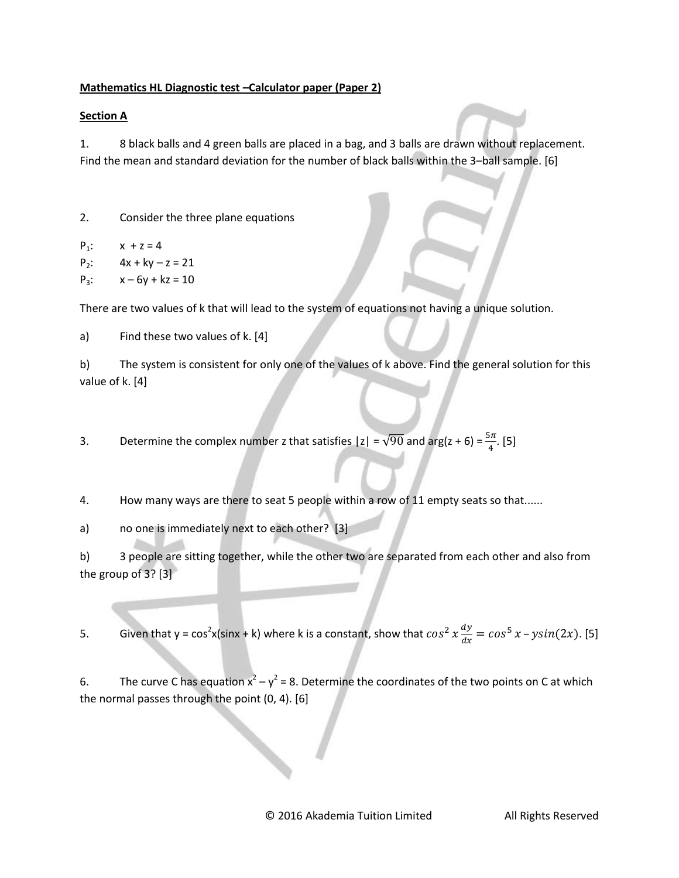**Mathematics HL Diagnostic test –Calculator paper (Paper 2)**

**Section A**

1. 8 black balls and 4 green balls are placed in a bag, and 3 balls are drawn without replacement. Find the mean and standard deviation for the number of black balls within the 3–ball sample. [6]

2. Consider the three plane equations

$P_1$: $x + z = 4$

$P_2$: $4x + ky - z = 21$

$P_3$: $x - 6y + kz = 10$

There are two values of k that will lead to the system of equations not having a unique solution.

a) Find these two values of k. [4]

b) The system is consistent for only one of the values of k above. Find the general solution for this value of k. [4]

3. Determine the complex number z that satisfies $|z| = \sqrt{90}$ and $\arg(z + 6) = \frac{5\pi}{4}$. [5]

4. How many ways are there to seat 5 people within a row of 11 empty seats so that......

a) no one is immediately next to each other? [3]

b) 3 people are sitting together, while the other two are separated from each other and also from the group of 3? [3]

5. Given that $y = \cos^2 x(\sin x + k)$ where k is a constant, show that $\cos^2 x \frac{dy}{dx} = \cos^5 x - y\sin(2x)$. [5]

6. The curve C has equation $x^2 - y^2 = 8$. Determine the coordinates of the two points on C at which the normal passes through the point (0, 4). [6]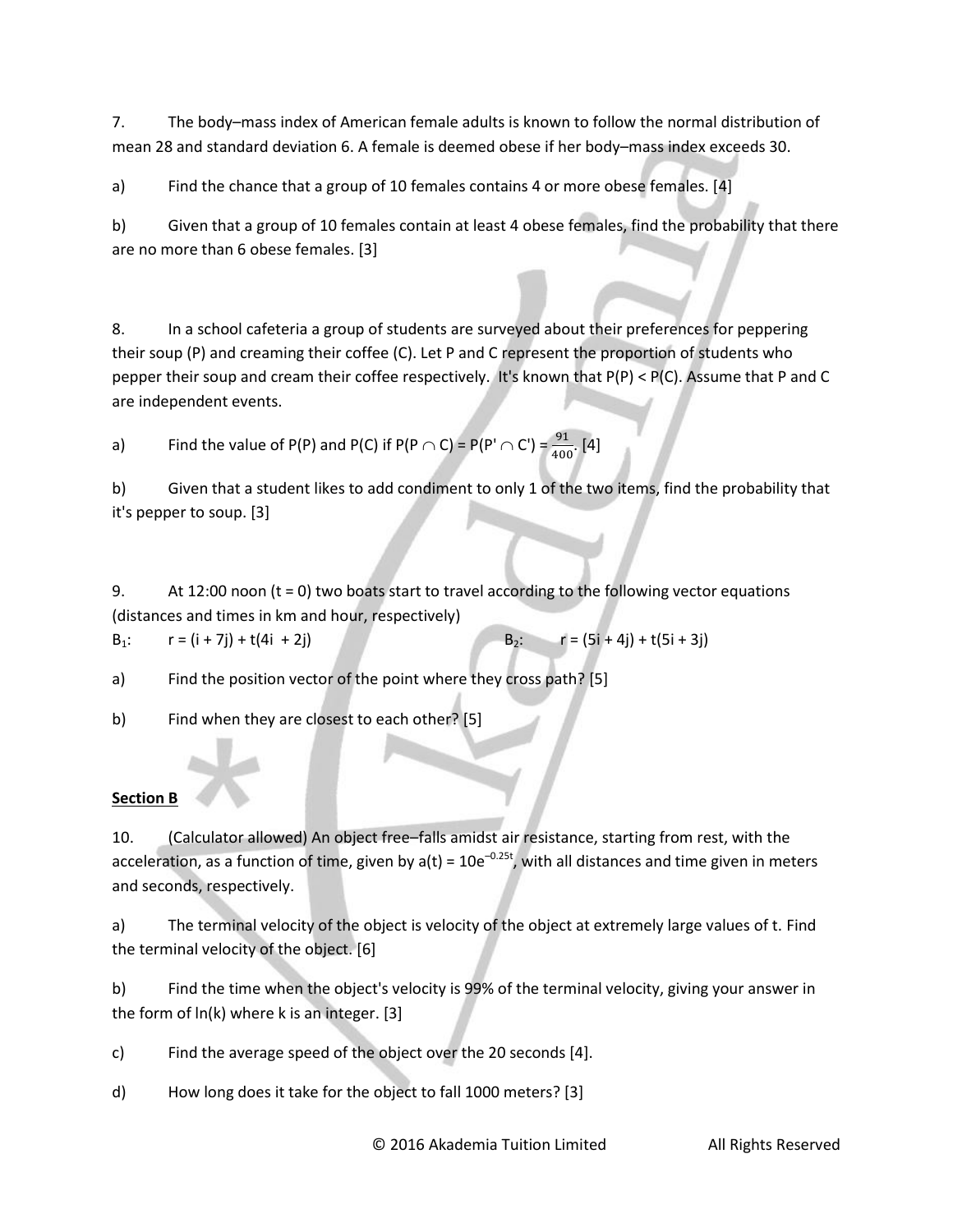7. The body–mass index of American female adults is known to follow the normal distribution of mean 28 and standard deviation 6. A female is deemed obese if her body–mass index exceeds 30.

a) Find the chance that a group of 10 females contains 4 or more obese females. [4]

b) Given that a group of 10 females contain at least 4 obese females, find the probability that there are no more than 6 obese females. [3]

8. In a school cafeteria a group of students are surveyed about their preferences for peppering their soup (P) and creaming their coffee (C). Let P and C represent the proportion of students who pepper their soup and cream their coffee respectively. It's known that P(P) < P(C). Assume that P and C are independent events.

a) Find the value of P(P) and P(C) if $P(P \cap C) = P(P' \cap C') = \frac{91}{400}$. [4]

b) Given that a student likes to add condiment to only 1 of the two items, find the probability that it's pepper to soup. [3]

9. At 12:00 noon (t = 0) two boats start to travel according to the following vector equations (distances and times in km and hour, respectively)

$B_1$: r = (i + 7j) + t(4i + 2j) $B_2$: r = (5i + 4j) + t(5i + 3j)

a) Find the position vector of the point where they cross path? [5]

b) Find when they are closest to each other? [5]

**Section B**

10. (Calculator allowed) An object free–falls amidst air resistance, starting from rest, with the acceleration, as a function of time, given by $a(t) = 10e^{-0.25t}$, with all distances and time given in meters and seconds, respectively.

a) The terminal velocity of the object is velocity of the object at extremely large values of t. Find the terminal velocity of the object. [6]

b) Find the time when the object's velocity is 99% of the terminal velocity, giving your answer in the form of ln(k) where k is an integer. [3]

c) Find the average speed of the object over the 20 seconds [4].

d) How long does it take for the object to fall 1000 meters? [3]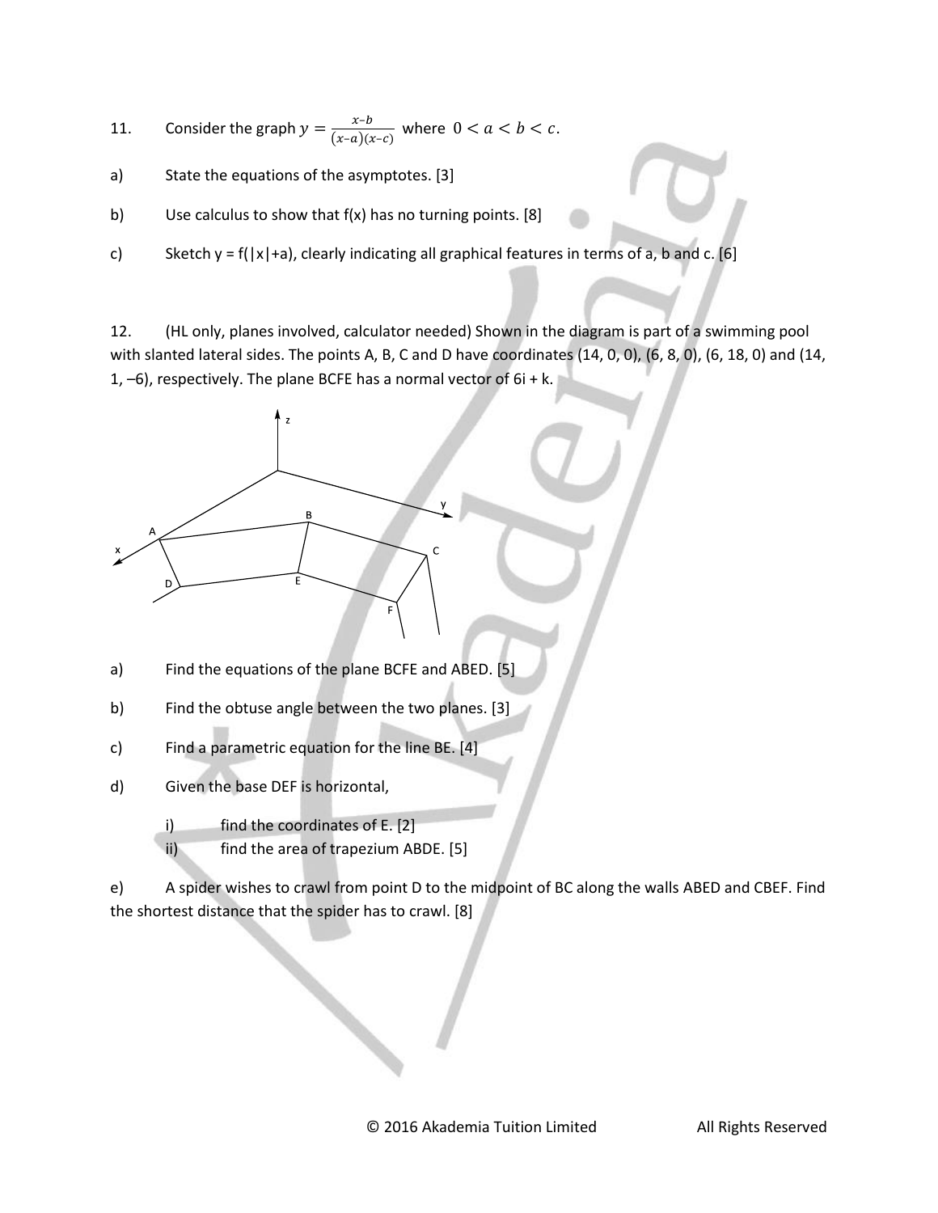11. Consider the graph $y = \frac{x-b}{(x-a)(x-c)}$ where $0 < a < b < c$.

a) State the equations of the asymptotes. [3]

b) Use calculus to show that f(x) has no turning points. [8]

c) Sketch y = f(|x|+a), clearly indicating all graphical features in terms of a, b and c. [6]

12. (HL only, planes involved, calculator needed) Shown in the diagram is part of a swimming pool with slanted lateral sides. The points A, B, C and D have coordinates (14, 0, 0), (6, 8, 0), (6, 18, 0) and (14, 1, –6), respectively. The plane BCFE has a normal vector of 6i + k.

z

y

x

A

B

C

D

E

F

a) Find the equations of the plane BCFE and ABED. [5]

b) Find the obtuse angle between the two planes. [3]

c) Find a parametric equation for the line BE. [4]

d) Given the base DEF is horizontal,

   i) find the coordinates of E. [2]

   ii) find the area of trapezium ABDE. [5]

e) A spider wishes to crawl from point D to the midpoint of BC along the walls ABED and CBEF. Find the shortest distance that the spider has to crawl. [8]